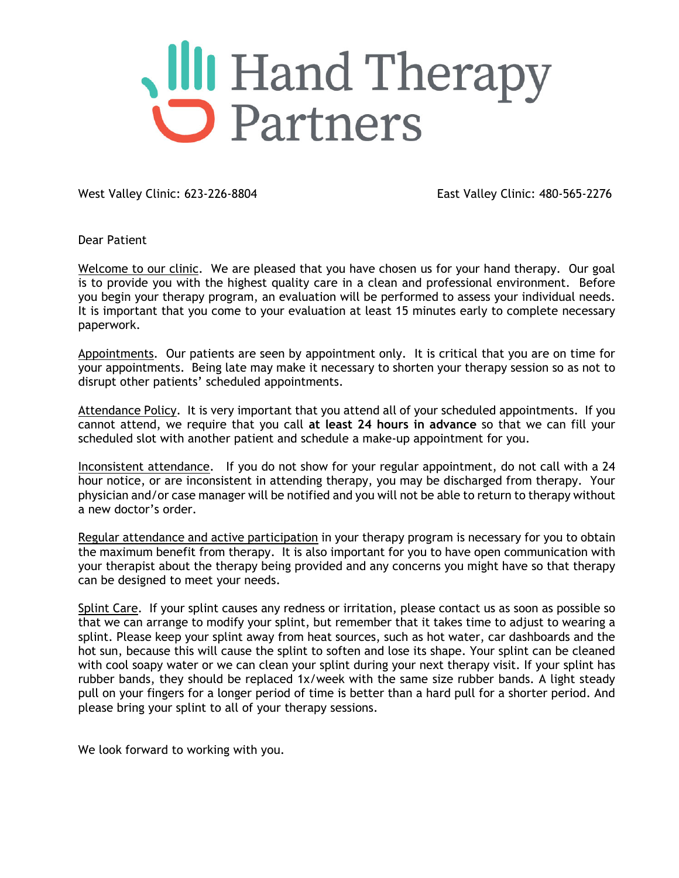# Hand Therapy Partners

West Valley Clinic: 623-226-8804    East Valley Clinic: 480-565-2276

Dear Patient

Welcome to our clinic. We are pleased that you have chosen us for your hand therapy. Our goal is to provide you with the highest quality care in a clean and professional environment. Before you begin your therapy program, an evaluation will be performed to assess your individual needs. It is important that you come to your evaluation at least 15 minutes early to complete necessary paperwork.

Appointments. Our patients are seen by appointment only. It is critical that you are on time for your appointments. Being late may make it necessary to shorten your therapy session so as not to disrupt other patients' scheduled appointments.

Attendance Policy. It is very important that you attend all of your scheduled appointments. If you cannot attend, we require that you call **at least 24 hours in advance** so that we can fill your scheduled slot with another patient and schedule a make-up appointment for you.

Inconsistent attendance. If you do not show for your regular appointment, do not call with a 24 hour notice, or are inconsistent in attending therapy, you may be discharged from therapy. Your physician and/or case manager will be notified and you will not be able to return to therapy without a new doctor's order.

Regular attendance and active participation in your therapy program is necessary for you to obtain the maximum benefit from therapy. It is also important for you to have open communication with your therapist about the therapy being provided and any concerns you might have so that therapy can be designed to meet your needs.

Splint Care. If your splint causes any redness or irritation, please contact us as soon as possible so that we can arrange to modify your splint, but remember that it takes time to adjust to wearing a splint. Please keep your splint away from heat sources, such as hot water, car dashboards and the hot sun, because this will cause the splint to soften and lose its shape. Your splint can be cleaned with cool soapy water or we can clean your splint during your next therapy visit. If your splint has rubber bands, they should be replaced 1x/week with the same size rubber bands. A light steady pull on your fingers for a longer period of time is better than a hard pull for a shorter period. And please bring your splint to all of your therapy sessions.

We look forward to working with you.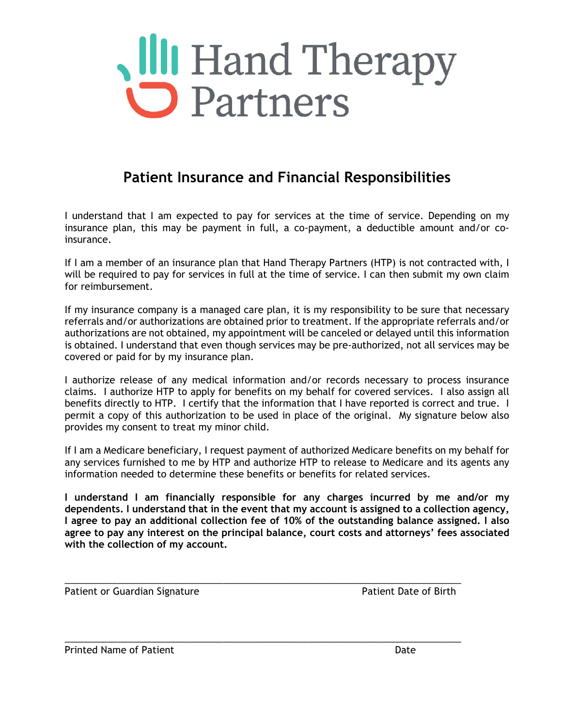Hand Therapy Partners

## Patient Insurance and Financial Responsibilities

I understand that I am expected to pay for services at the time of service. Depending on my insurance plan, this may be payment in full, a co-payment, a deductible amount and/or co-insurance.

If I am a member of an insurance plan that Hand Therapy Partners (HTP) is not contracted with, I will be required to pay for services in full at the time of service. I can then submit my own claim for reimbursement.

If my insurance company is a managed care plan, it is my responsibility to be sure that necessary referrals and/or authorizations are obtained prior to treatment. If the appropriate referrals and/or authorizations are not obtained, my appointment will be canceled or delayed until this information is obtained. I understand that even though services may be pre-authorized, not all services may be covered or paid for by my insurance plan.

I authorize release of any medical information and/or records necessary to process insurance claims. I authorize HTP to apply for benefits on my behalf for covered services. I also assign all benefits directly to HTP. I certify that the information that I have reported is correct and true. I permit a copy of this authorization to be used in place of the original. My signature below also provides my consent to treat my minor child.

If I am a Medicare beneficiary, I request payment of authorized Medicare benefits on my behalf for any services furnished to me by HTP and authorize HTP to release to Medicare and its agents any information needed to determine these benefits or benefits for related services.

**I understand I am financially responsible for any charges incurred by me and/or my dependents. I understand that in the event that my account is assigned to a collection agency, I agree to pay an additional collection fee of 10% of the outstanding balance assigned. I also agree to pay any interest on the principal balance, court costs and attorneys' fees associated with the collection of my account.**

\_\_\_\_\_\_\_\_\_\_\_\_\_\_\_\_\_\_\_\_\_\_\_\_\_\_\_\_\_\_\_\_\_\_\_\_\_\_\_\_\_\_\_\_\_\_\_\_\_\_\_\_\_\_\_\_\_\_\_\_\_\_\_\_\_\_\_\_\_\_

Patient or Guardian Signature &nbsp;&nbsp;&nbsp;&nbsp;&nbsp;&nbsp;&nbsp;&nbsp;&nbsp;&nbsp;&nbsp;&nbsp;&nbsp;&nbsp;&nbsp;&nbsp;&nbsp;&nbsp;&nbsp;&nbsp;&nbsp;&nbsp;&nbsp;&nbsp; Patient Date of Birth

\_\_\_\_\_\_\_\_\_\_\_\_\_\_\_\_\_\_\_\_\_\_\_\_\_\_\_\_\_\_\_\_\_\_\_\_\_\_\_\_\_\_\_\_\_\_\_\_\_\_\_\_\_\_\_\_\_\_\_\_\_\_\_\_\_\_\_\_\_\_

Printed Name of Patient &nbsp;&nbsp;&nbsp;&nbsp;&nbsp;&nbsp;&nbsp;&nbsp;&nbsp;&nbsp;&nbsp;&nbsp;&nbsp;&nbsp;&nbsp;&nbsp;&nbsp;&nbsp;&nbsp;&nbsp;&nbsp;&nbsp;&nbsp;&nbsp;&nbsp;&nbsp;&nbsp;&nbsp;&nbsp;&nbsp;&nbsp;&nbsp; Date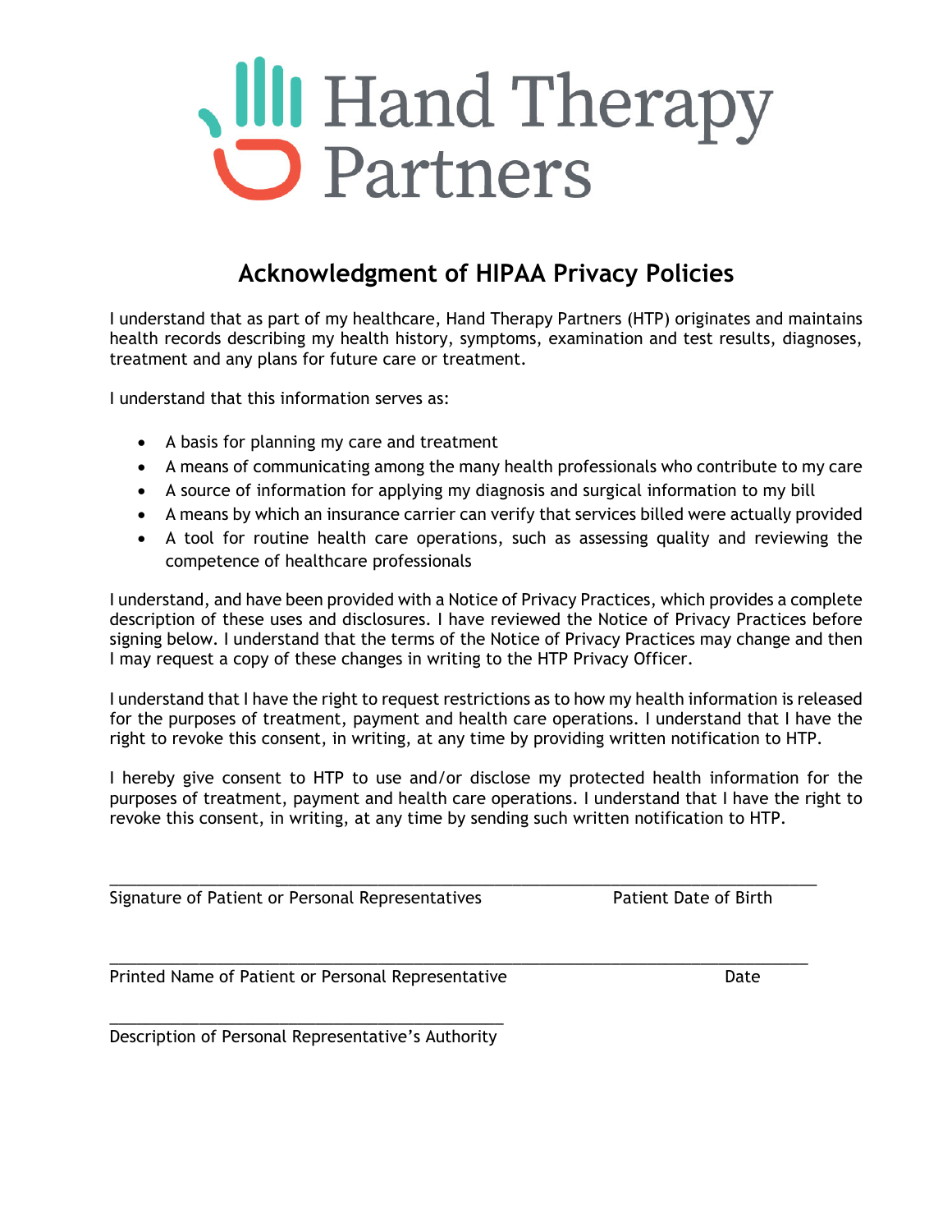Hand Therapy Partners

# Acknowledgment of HIPAA Privacy Policies

I understand that as part of my healthcare, Hand Therapy Partners (HTP) originates and maintains health records describing my health history, symptoms, examination and test results, diagnoses, treatment and any plans for future care or treatment.

I understand that this information serves as:

- A basis for planning my care and treatment
- A means of communicating among the many health professionals who contribute to my care
- A source of information for applying my diagnosis and surgical information to my bill
- A means by which an insurance carrier can verify that services billed were actually provided
- A tool for routine health care operations, such as assessing quality and reviewing the competence of healthcare professionals

I understand, and have been provided with a Notice of Privacy Practices, which provides a complete description of these uses and disclosures. I have reviewed the Notice of Privacy Practices before signing below. I understand that the terms of the Notice of Privacy Practices may change and then I may request a copy of these changes in writing to the HTP Privacy Officer.

I understand that I have the right to request restrictions as to how my health information is released for the purposes of treatment, payment and health care operations. I understand that I have the right to revoke this consent, in writing, at any time by providing written notification to HTP.

I hereby give consent to HTP to use and/or disclose my protected health information for the purposes of treatment, payment and health care operations. I understand that I have the right to revoke this consent, in writing, at any time by sending such written notification to HTP.

_______________________________________________________________________________

Signature of Patient or Personal Representatives                Patient Date of Birth

_______________________________________________________________________________

Printed Name of Patient or Personal Representative                Date

____________________________________________

Description of Personal Representative's Authority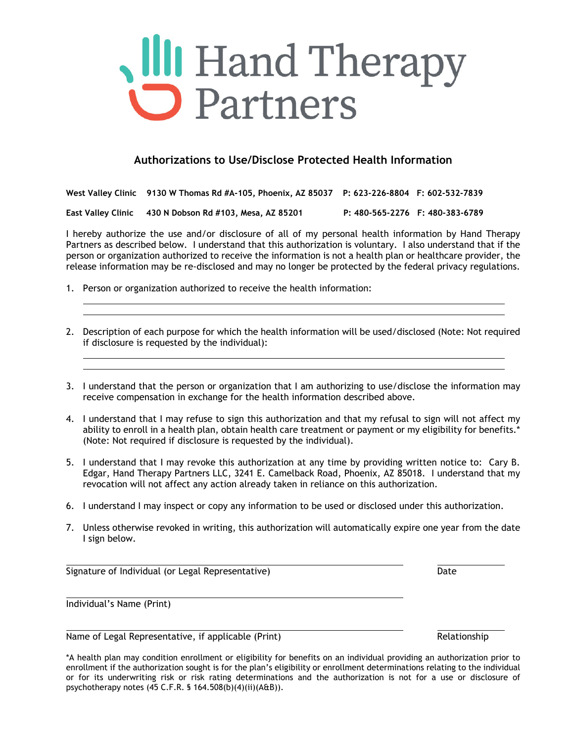# Hand Therapy Partners

## Authorizations to Use/Disclose Protected Health Information

**West Valley Clinic** **9130 W Thomas Rd #A-105, Phoenix, AZ 85037** **P: 623-226-8804** **F: 602-532-7839**

**East Valley Clinic** **430 N Dobson Rd #103, Mesa, AZ 85201** **P: 480-565-2276** **F: 480-383-6789**

I hereby authorize the use and/or disclosure of all of my personal health information by Hand Therapy Partners as described below. I understand that this authorization is voluntary. I also understand that if the person or organization authorized to receive the information is not a health plan or healthcare provider, the release information may be re-disclosed and may no longer be protected by the federal privacy regulations.

1. Person or organization authorized to receive the health information:

   \_\_\_\_\_\_\_\_\_\_\_\_\_\_\_\_\_\_\_\_\_\_\_\_\_\_\_\_\_\_\_\_\_\_\_\_\_\_\_\_\_\_\_\_\_\_\_\_\_\_\_\_\_\_\_\_\_\_\_\_

   \_\_\_\_\_\_\_\_\_\_\_\_\_\_\_\_\_\_\_\_\_\_\_\_\_\_\_\_\_\_\_\_\_\_\_\_\_\_\_\_\_\_\_\_\_\_\_\_\_\_\_\_\_\_\_\_\_\_\_\_

2. Description of each purpose for which the health information will be used/disclosed (Note: Not required if disclosure is requested by the individual):

   \_\_\_\_\_\_\_\_\_\_\_\_\_\_\_\_\_\_\_\_\_\_\_\_\_\_\_\_\_\_\_\_\_\_\_\_\_\_\_\_\_\_\_\_\_\_\_\_\_\_\_\_\_\_\_\_\_\_\_\_

   \_\_\_\_\_\_\_\_\_\_\_\_\_\_\_\_\_\_\_\_\_\_\_\_\_\_\_\_\_\_\_\_\_\_\_\_\_\_\_\_\_\_\_\_\_\_\_\_\_\_\_\_\_\_\_\_\_\_\_\_

3. I understand that the person or organization that I am authorizing to use/disclose the information may receive compensation in exchange for the health information described above.

4. I understand that I may refuse to sign this authorization and that my refusal to sign will not affect my ability to enroll in a health plan, obtain health care treatment or payment or my eligibility for benefits.* (Note: Not required if disclosure is requested by the individual).

5. I understand that I may revoke this authorization at any time by providing written notice to: Cary B. Edgar, Hand Therapy Partners LLC, 3241 E. Camelback Road, Phoenix, AZ 85018. I understand that my revocation will not affect any action already taken in reliance on this authorization.

6. I understand I may inspect or copy any information to be used or disclosed under this authorization.

7. Unless otherwise revoked in writing, this authorization will automatically expire one year from the date I sign below.

\_\_\_\_\_\_\_\_\_\_\_\_\_\_\_\_\_\_\_\_\_\_\_\_\_\_\_\_\_\_\_\_\_\_\_\_\_\_\_\_\_\_\_\_ \_\_\_\_\_\_\_\_\_\_\_\_
Signature of Individual (or Legal Representative) Date

\_\_\_\_\_\_\_\_\_\_\_\_\_\_\_\_\_\_\_\_\_\_\_\_\_\_\_\_\_\_\_\_\_\_\_\_\_\_\_\_\_\_\_\_
Individual's Name (Print)

\_\_\_\_\_\_\_\_\_\_\_\_\_\_\_\_\_\_\_\_\_\_\_\_\_\_\_\_\_\_\_\_\_\_\_\_\_\_\_\_\_\_\_\_ \_\_\_\_\_\_\_\_\_\_\_\_
Name of Legal Representative, if applicable (Print) Relationship

*A health plan may condition enrollment or eligibility for benefits on an individual providing an authorization prior to enrollment if the authorization sought is for the plan's eligibility or enrollment determinations relating to the individual or for its underwriting risk or risk rating determinations and the authorization is not for a use or disclosure of psychotherapy notes (45 C.F.R. § 164.508(b)(4)(ii)(A&B)).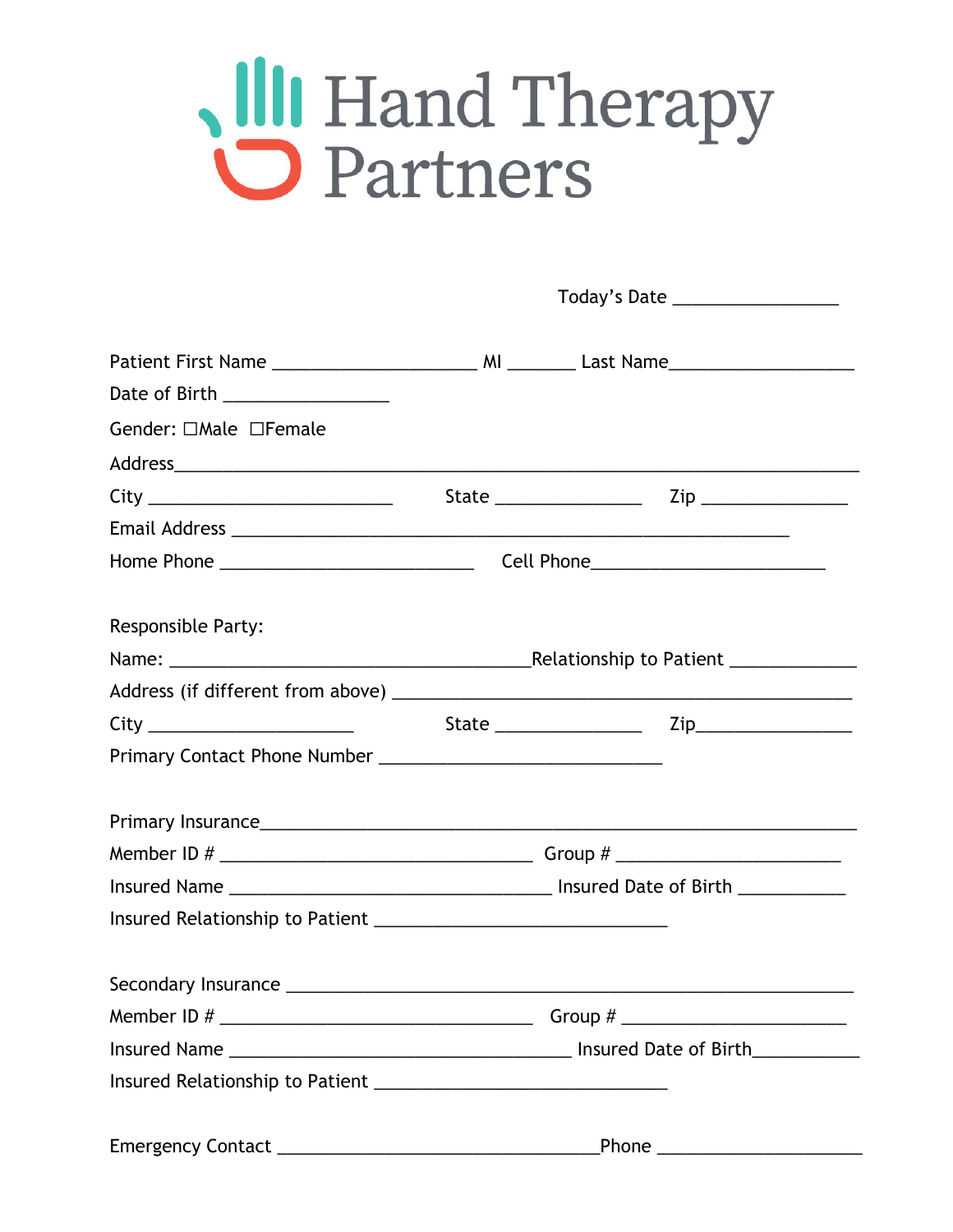# Hand Therapy Partners

Today's Date _________________

Patient First Name _____________________ MI _______ Last Name___________________

Date of Birth _________________

Gender: ☐Male ☐Female

Address______________________________________________________________________

City _________________________ State _______________ Zip _______________

Email Address ________________________________________________________

Home Phone __________________________ Cell Phone________________________

Responsible Party:

Name: _____________________________________Relationship to Patient _____________

Address (if different from above) _____________________________________________

City _____________________ State _______________ Zip_______________

Primary Contact Phone Number _____________________________

Primary Insurance_____________________________________________________________

Member ID # ________________________________ Group # _______________________

Insured Name _________________________________ Insured Date of Birth ___________

Insured Relationship to Patient ______________________________

Secondary Insurance __________________________________________________________

Member ID # ________________________________ Group # _______________________

Insured Name ___________________________________ Insured Date of Birth___________

Insured Relationship to Patient ______________________________

Emergency Contact _________________________________Phone _____________________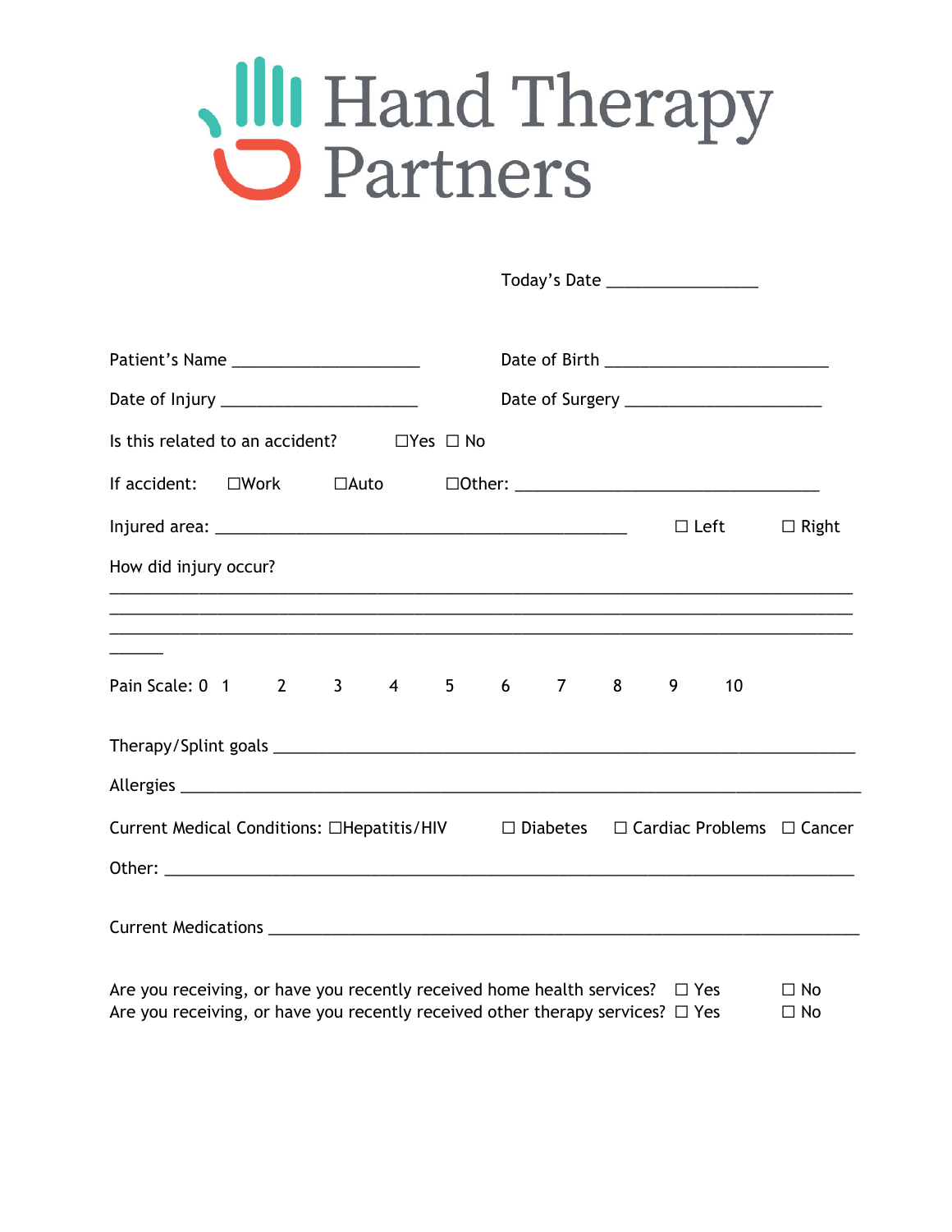# Hand Therapy Partners

Today's Date ________________

Patient's Name ____________________ Date of Birth ________________________

Date of Injury _____________________ Date of Surgery _____________________

Is this related to an accident? ☐Yes ☐ No

If accident: ☐Work ☐Auto ☐Other: ________________________________

Injured area: _____________________________________________ ☐ Left ☐ Right

How did injury occur?

________________________________________________________________________________
________________________________________________________________________________
________________________________________________________________________________
______

Pain Scale: 0 1 2 3 4 5 6 7 8 9 10

Therapy/Splint goals ____________________________________________________________

Allergies ________________________________________________________________________

Current Medical Conditions: ☐Hepatitis/HIV ☐ Diabetes ☐ Cardiac Problems ☐ Cancer

Other: __________________________________________________________________________

Current Medications ______________________________________________________________

Are you receiving, or have you recently received home health services? ☐ Yes ☐ No
Are you receiving, or have you recently received other therapy services? ☐ Yes ☐ No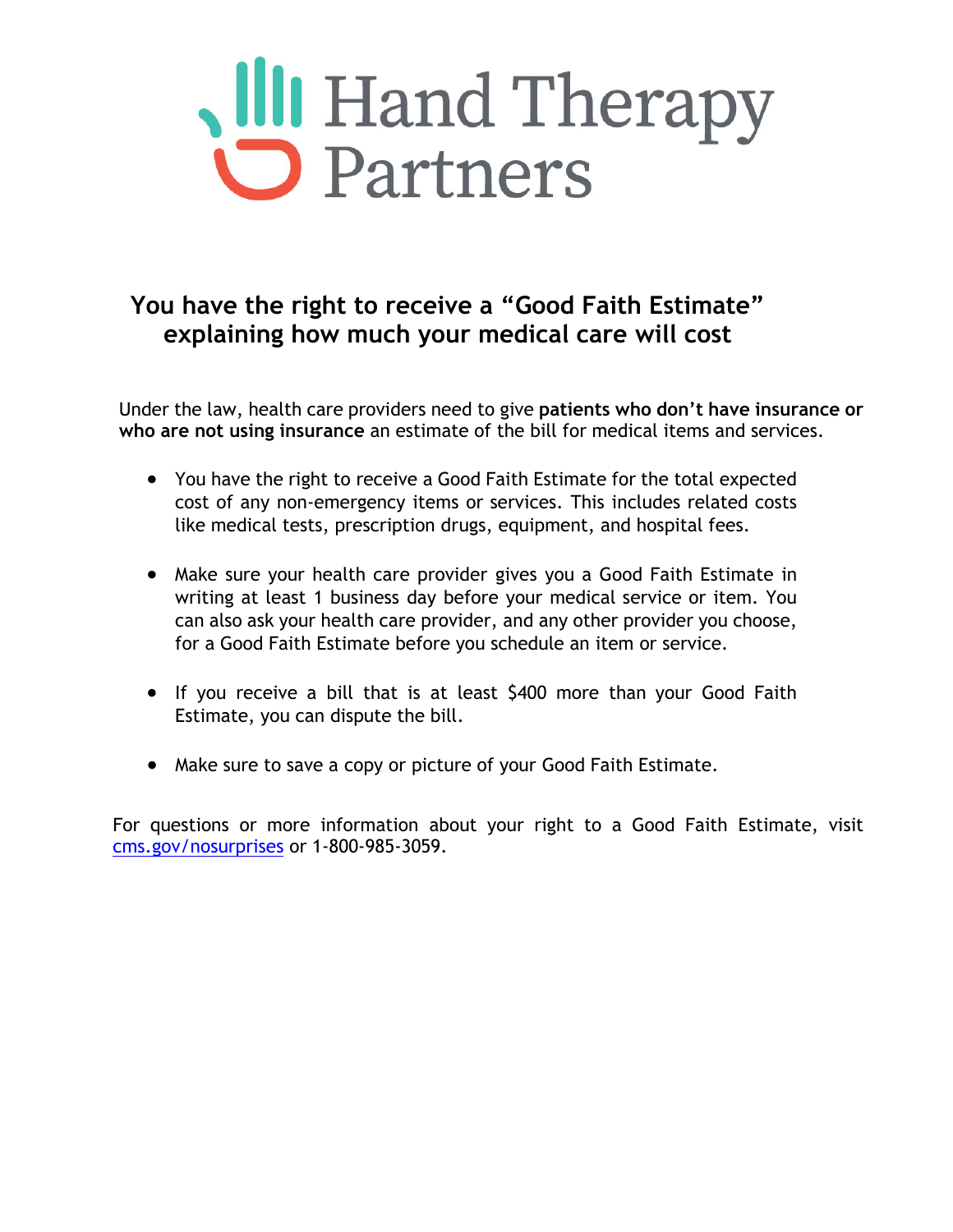# Hand Therapy Partners

## You have the right to receive a "Good Faith Estimate" explaining how much your medical care will cost

Under the law, health care providers need to give **patients who don't have insurance or who are not using insurance** an estimate of the bill for medical items and services.

- You have the right to receive a Good Faith Estimate for the total expected cost of any non-emergency items or services. This includes related costs like medical tests, prescription drugs, equipment, and hospital fees.

- Make sure your health care provider gives you a Good Faith Estimate in writing at least 1 business day before your medical service or item. You can also ask your health care provider, and any other provider you choose, for a Good Faith Estimate before you schedule an item or service.

- If you receive a bill that is at least $400 more than your Good Faith Estimate, you can dispute the bill.

- Make sure to save a copy or picture of your Good Faith Estimate.

For questions or more information about your right to a Good Faith Estimate, visit [cms.gov/nosurprises](cms.gov/nosurprises) or 1-800-985-3059.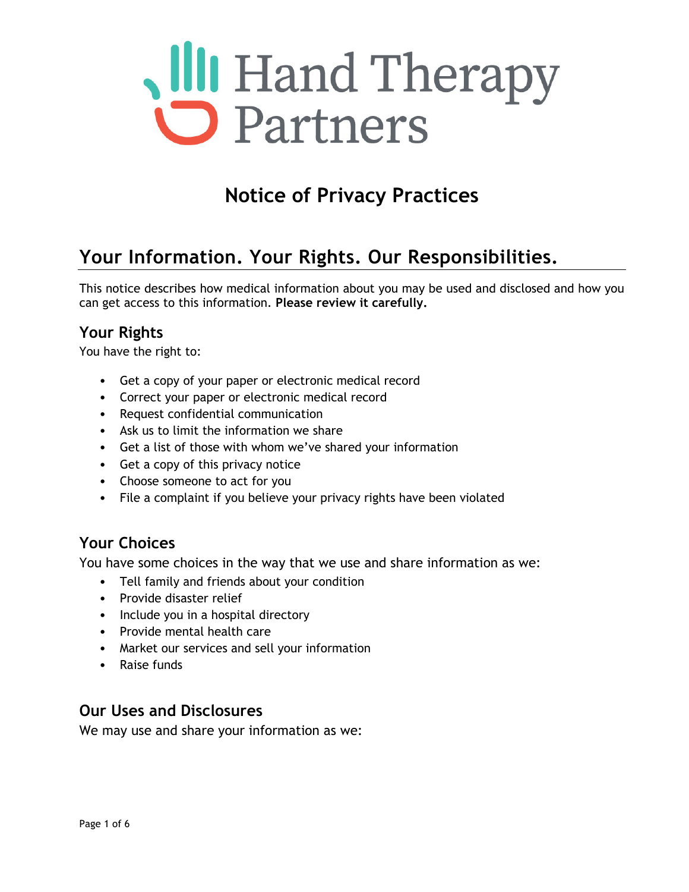# Hand Therapy Partners

# Notice of Privacy Practices

## Your Information. Your Rights. Our Responsibilities.

This notice describes how medical information about you may be used and disclosed and how you can get access to this information. **Please review it carefully.**

### Your Rights

You have the right to:

- Get a copy of your paper or electronic medical record
- Correct your paper or electronic medical record
- Request confidential communication
- Ask us to limit the information we share
- Get a list of those with whom we've shared your information
- Get a copy of this privacy notice
- Choose someone to act for you
- File a complaint if you believe your privacy rights have been violated

### Your Choices

You have some choices in the way that we use and share information as we:

- Tell family and friends about your condition
- Provide disaster relief
- Include you in a hospital directory
- Provide mental health care
- Market our services and sell your information
- Raise funds

### Our Uses and Disclosures

We may use and share your information as we: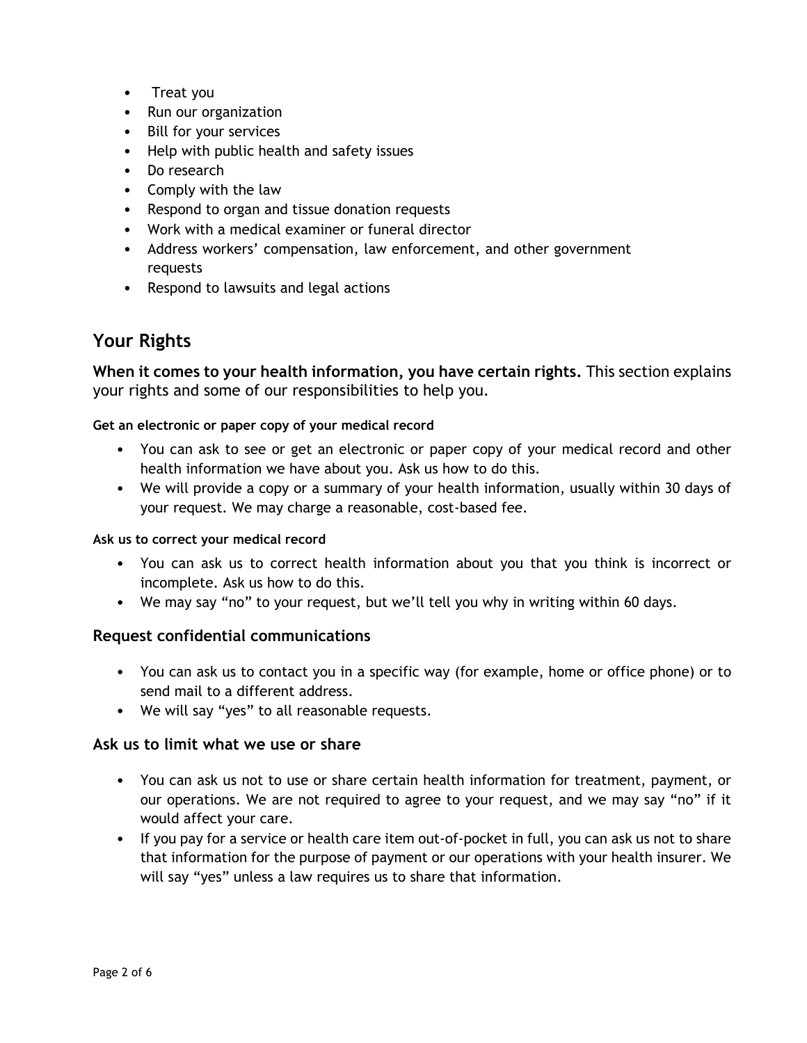- Treat you
- Run our organization
- Bill for your services
- Help with public health and safety issues
- Do research
- Comply with the law
- Respond to organ and tissue donation requests
- Work with a medical examiner or funeral director
- Address workers' compensation, law enforcement, and other government requests
- Respond to lawsuits and legal actions

## Your Rights

**When it comes to your health information, you have certain rights.** This section explains your rights and some of our responsibilities to help you.

#### Get an electronic or paper copy of your medical record

- You can ask to see or get an electronic or paper copy of your medical record and other health information we have about you. Ask us how to do this.
- We will provide a copy or a summary of your health information, usually within 30 days of your request. We may charge a reasonable, cost-based fee.

#### Ask us to correct your medical record

- You can ask us to correct health information about you that you think is incorrect or incomplete. Ask us how to do this.
- We may say "no" to your request, but we'll tell you why in writing within 60 days.

### Request confidential communications

- You can ask us to contact you in a specific way (for example, home or office phone) or to send mail to a different address.
- We will say "yes" to all reasonable requests.

### Ask us to limit what we use or share

- You can ask us not to use or share certain health information for treatment, payment, or our operations. We are not required to agree to your request, and we may say "no" if it would affect your care.
- If you pay for a service or health care item out-of-pocket in full, you can ask us not to share that information for the purpose of payment or our operations with your health insurer. We will say "yes" unless a law requires us to share that information.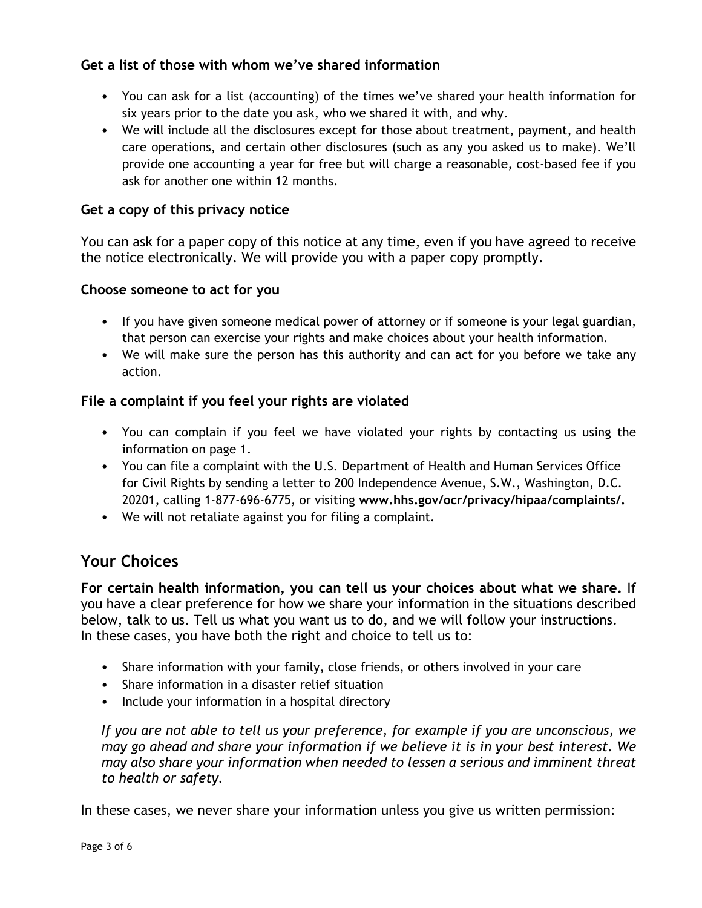### Get a list of those with whom we've shared information

- You can ask for a list (accounting) of the times we've shared your health information for six years prior to the date you ask, who we shared it with, and why.
- We will include all the disclosures except for those about treatment, payment, and health care operations, and certain other disclosures (such as any you asked us to make). We'll provide one accounting a year for free but will charge a reasonable, cost-based fee if you ask for another one within 12 months.

### Get a copy of this privacy notice

You can ask for a paper copy of this notice at any time, even if you have agreed to receive the notice electronically. We will provide you with a paper copy promptly.

### Choose someone to act for you

- If you have given someone medical power of attorney or if someone is your legal guardian, that person can exercise your rights and make choices about your health information.
- We will make sure the person has this authority and can act for you before we take any action.

### File a complaint if you feel your rights are violated

- You can complain if you feel we have violated your rights by contacting us using the information on page 1.
- You can file a complaint with the U.S. Department of Health and Human Services Office for Civil Rights by sending a letter to 200 Independence Avenue, S.W., Washington, D.C. 20201, calling 1-877-696-6775, or visiting **www.hhs.gov/ocr/privacy/hipaa/complaints/.**
- We will not retaliate against you for filing a complaint.

## Your Choices

**For certain health information, you can tell us your choices about what we share.** If you have a clear preference for how we share your information in the situations described below, talk to us. Tell us what you want us to do, and we will follow your instructions. In these cases, you have both the right and choice to tell us to:

- Share information with your family, close friends, or others involved in your care
- Share information in a disaster relief situation
- Include your information in a hospital directory

*If you are not able to tell us your preference, for example if you are unconscious, we may go ahead and share your information if we believe it is in your best interest. We may also share your information when needed to lessen a serious and imminent threat to health or safety.*

In these cases, we never share your information unless you give us written permission: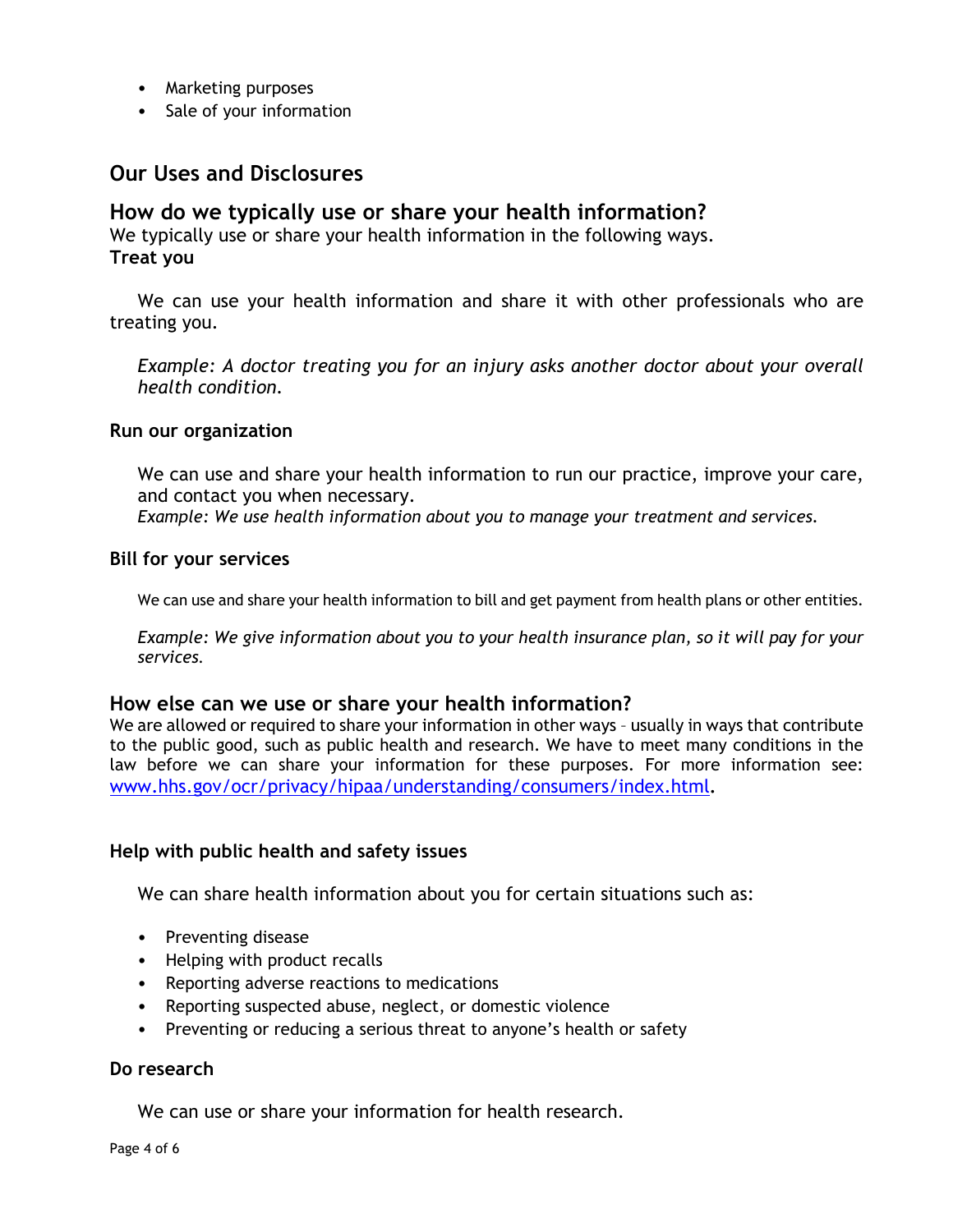- Marketing purposes
- Sale of your information

## Our Uses and Disclosures

### How do we typically use or share your health information?

We typically use or share your health information in the following ways.

**Treat you**

We can use your health information and share it with other professionals who are treating you.

*Example: A doctor treating you for an injury asks another doctor about your overall health condition.*

**Run our organization**

We can use and share your health information to run our practice, improve your care, and contact you when necessary.

*Example: We use health information about you to manage your treatment and services.*

**Bill for your services**

We can use and share your health information to bill and get payment from health plans or other entities.

*Example: We give information about you to your health insurance plan, so it will pay for your services.*

### How else can we use or share your health information?

We are allowed or required to share your information in other ways – usually in ways that contribute to the public good, such as public health and research. We have to meet many conditions in the law before we can share your information for these purposes. For more information see: [www.hhs.gov/ocr/privacy/hipaa/understanding/consumers/index.html](http://www.hhs.gov/ocr/privacy/hipaa/understanding/consumers/index.html).

**Help with public health and safety issues**

We can share health information about you for certain situations such as:

- Preventing disease
- Helping with product recalls
- Reporting adverse reactions to medications
- Reporting suspected abuse, neglect, or domestic violence
- Preventing or reducing a serious threat to anyone's health or safety

**Do research**

We can use or share your information for health research.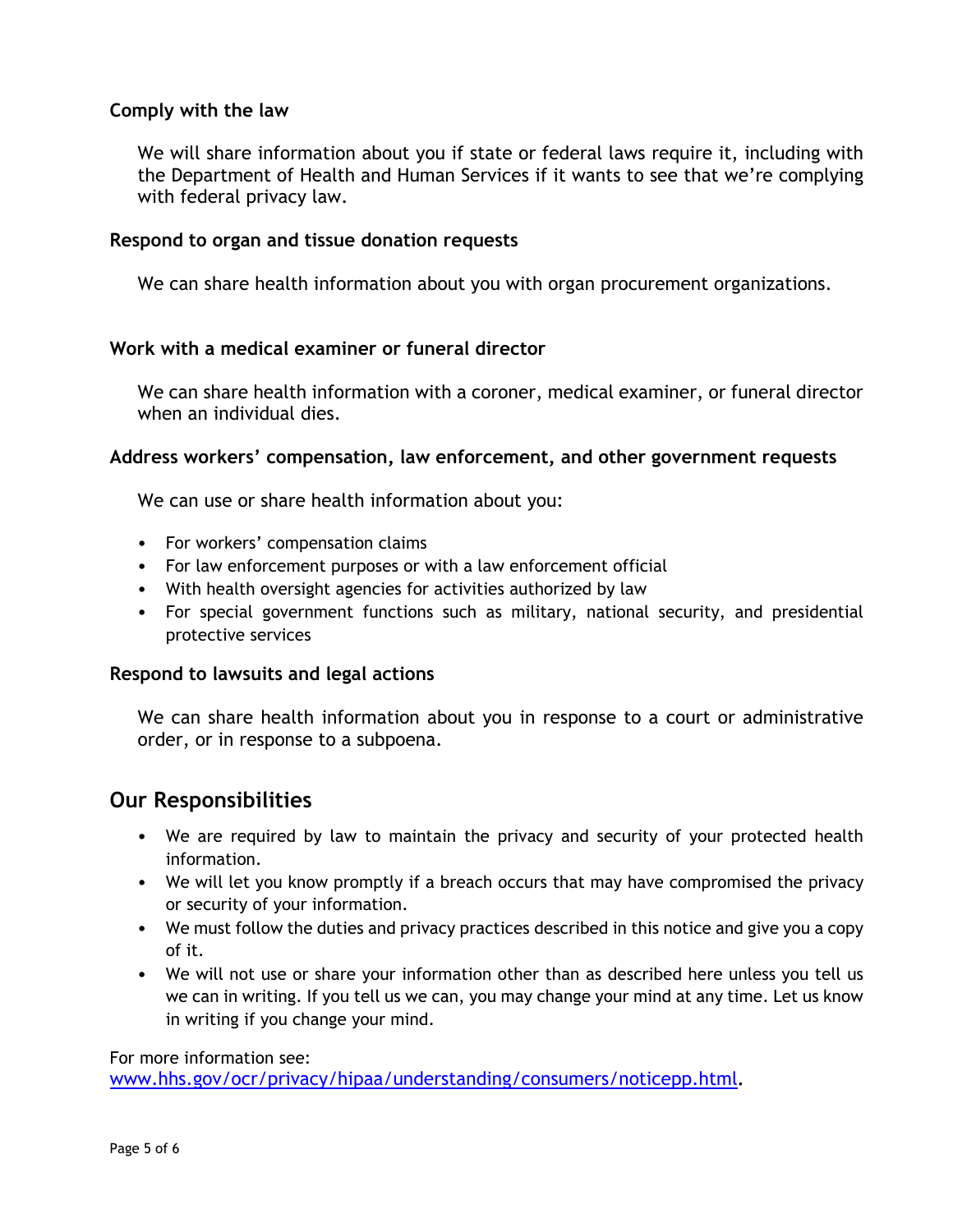**Comply with the law**

We will share information about you if state or federal laws require it, including with the Department of Health and Human Services if it wants to see that we're complying with federal privacy law.

**Respond to organ and tissue donation requests**

We can share health information about you with organ procurement organizations.

**Work with a medical examiner or funeral director**

We can share health information with a coroner, medical examiner, or funeral director when an individual dies.

**Address workers' compensation, law enforcement, and other government requests**

We can use or share health information about you:

- For workers' compensation claims
- For law enforcement purposes or with a law enforcement official
- With health oversight agencies for activities authorized by law
- For special government functions such as military, national security, and presidential protective services

**Respond to lawsuits and legal actions**

We can share health information about you in response to a court or administrative order, or in response to a subpoena.

## Our Responsibilities

- We are required by law to maintain the privacy and security of your protected health information.
- We will let you know promptly if a breach occurs that may have compromised the privacy or security of your information.
- We must follow the duties and privacy practices described in this notice and give you a copy of it.
- We will not use or share your information other than as described here unless you tell us we can in writing. If you tell us we can, you may change your mind at any time. Let us know in writing if you change your mind.

For more information see:
www.hhs.gov/ocr/privacy/hipaa/understanding/consumers/noticepp.html.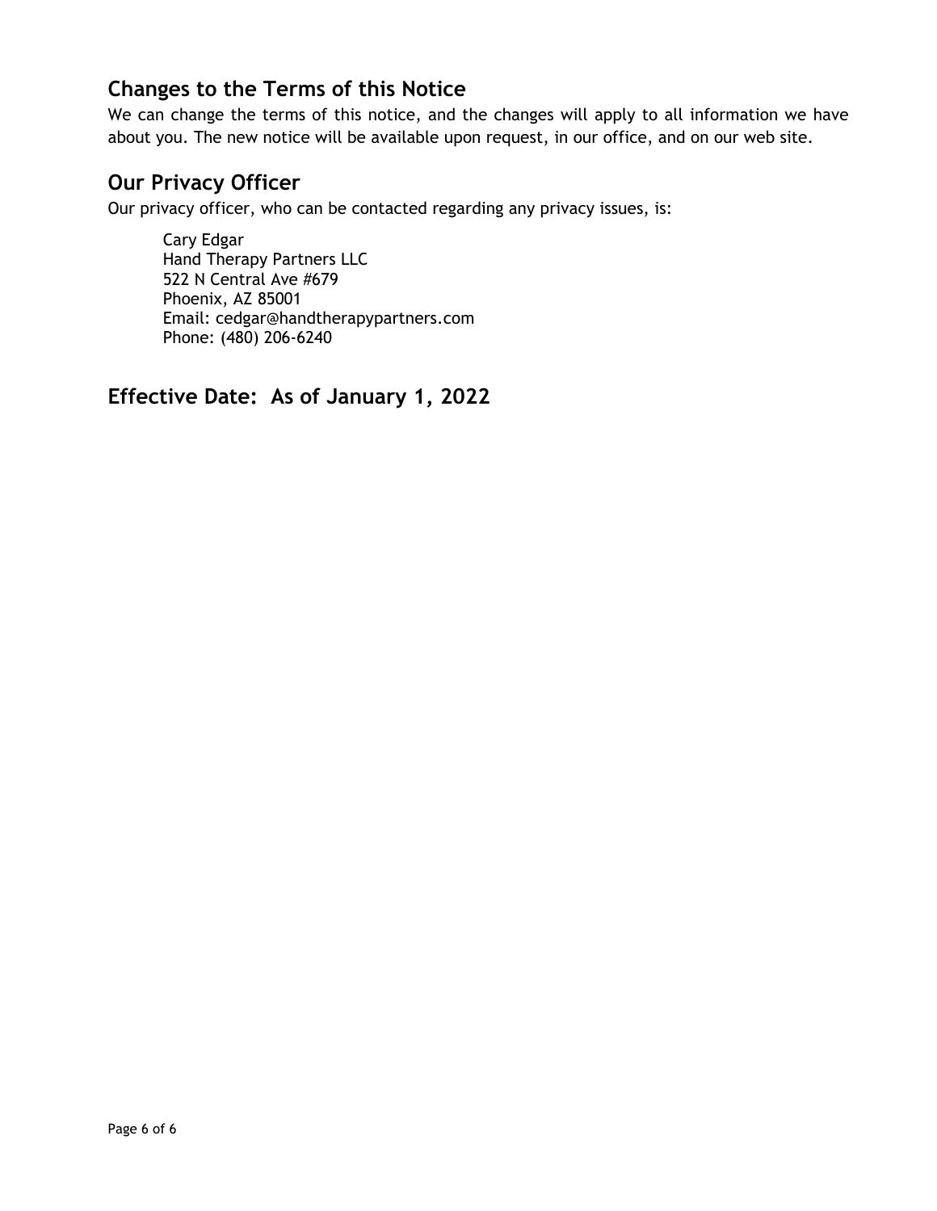## Changes to the Terms of this Notice

We can change the terms of this notice, and the changes will apply to all information we have about you. The new notice will be available upon request, in our office, and on our web site.

## Our Privacy Officer

Our privacy officer, who can be contacted regarding any privacy issues, is:

Cary Edgar
Hand Therapy Partners LLC
522 N Central Ave #679
Phoenix, AZ 85001
Email: cedgar@handtherapypartners.com
Phone: (480) 206-6240

## Effective Date: As of January 1, 2022